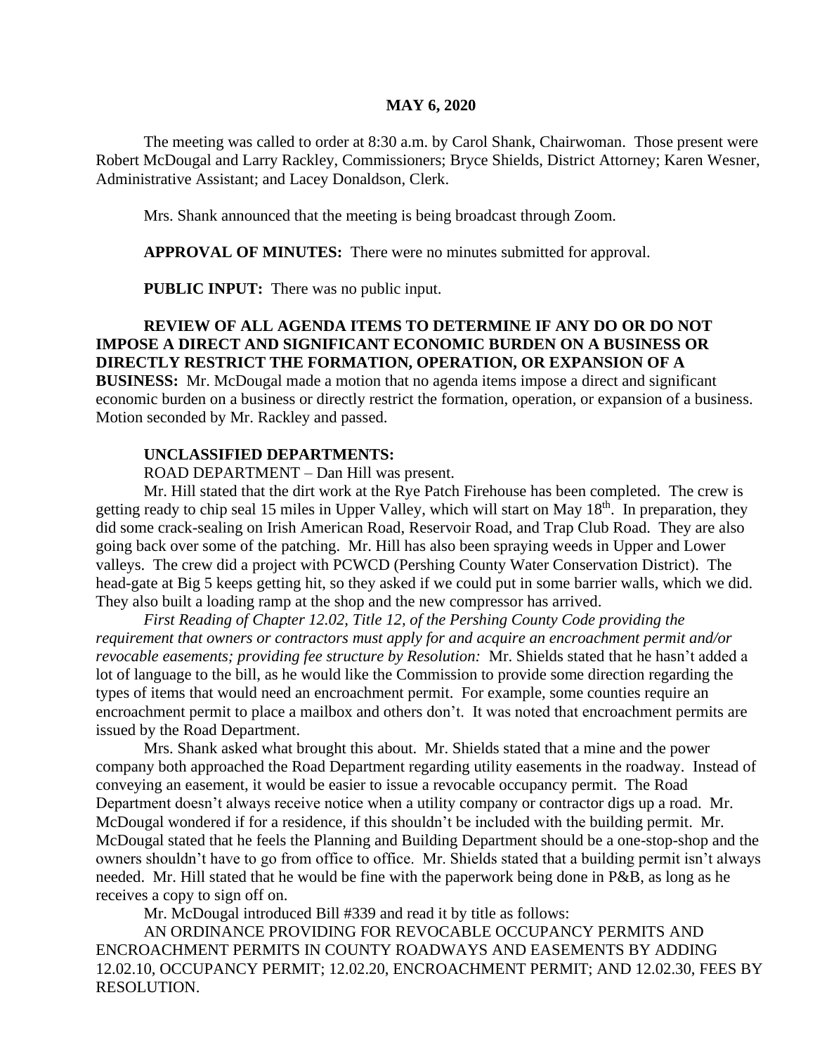**MAY 6, 2020**

The meeting was called to order at 8:30 a.m. by Carol Shank, Chairwoman. Those present were Robert McDougal and Larry Rackley, Commissioners; Bryce Shields, District Attorney; Karen Wesner, Administrative Assistant; and Lacey Donaldson, Clerk.

Mrs. Shank announced that the meeting is being broadcast through Zoom.

**APPROVAL OF MINUTES:** There were no minutes submitted for approval.

**PUBLIC INPUT:** There was no public input.

**REVIEW OF ALL AGENDA ITEMS TO DETERMINE IF ANY DO OR DO NOT IMPOSE A DIRECT AND SIGNIFICANT ECONOMIC BURDEN ON A BUSINESS OR DIRECTLY RESTRICT THE FORMATION, OPERATION, OR EXPANSION OF A BUSINESS:** Mr. McDougal made a motion that no agenda items impose a direct and significant economic burden on a business or directly restrict the formation, operation, or expansion of a business. Motion seconded by Mr. Rackley and passed.

**UNCLASSIFIED DEPARTMENTS:**

ROAD DEPARTMENT – Dan Hill was present.

Mr. Hill stated that the dirt work at the Rye Patch Firehouse has been completed. The crew is getting ready to chip seal 15 miles in Upper Valley, which will start on May 18th. In preparation, they did some crack-sealing on Irish American Road, Reservoir Road, and Trap Club Road. They are also going back over some of the patching. Mr. Hill has also been spraying weeds in Upper and Lower valleys. The crew did a project with PCWCD (Pershing County Water Conservation District). The head-gate at Big 5 keeps getting hit, so they asked if we could put in some barrier walls, which we did. They also built a loading ramp at the shop and the new compressor has arrived.

*First Reading of Chapter 12.02, Title 12, of the Pershing County Code providing the requirement that owners or contractors must apply for and acquire an encroachment permit and/or revocable easements; providing fee structure by Resolution:* Mr. Shields stated that he hasn't added a lot of language to the bill, as he would like the Commission to provide some direction regarding the types of items that would need an encroachment permit. For example, some counties require an encroachment permit to place a mailbox and others don't. It was noted that encroachment permits are issued by the Road Department.

Mrs. Shank asked what brought this about. Mr. Shields stated that a mine and the power company both approached the Road Department regarding utility easements in the roadway. Instead of conveying an easement, it would be easier to issue a revocable occupancy permit. The Road Department doesn't always receive notice when a utility company or contractor digs up a road. Mr. McDougal wondered if for a residence, if this shouldn't be included with the building permit. Mr. McDougal stated that he feels the Planning and Building Department should be a one-stop-shop and the owners shouldn't have to go from office to office. Mr. Shields stated that a building permit isn't always needed. Mr. Hill stated that he would be fine with the paperwork being done in P&B, as long as he receives a copy to sign off on.

Mr. McDougal introduced Bill #339 and read it by title as follows:

AN ORDINANCE PROVIDING FOR REVOCABLE OCCUPANCY PERMITS AND ENCROACHMENT PERMITS IN COUNTY ROADWAYS AND EASEMENTS BY ADDING 12.02.10, OCCUPANCY PERMIT; 12.02.20, ENCROACHMENT PERMIT; AND 12.02.30, FEES BY RESOLUTION.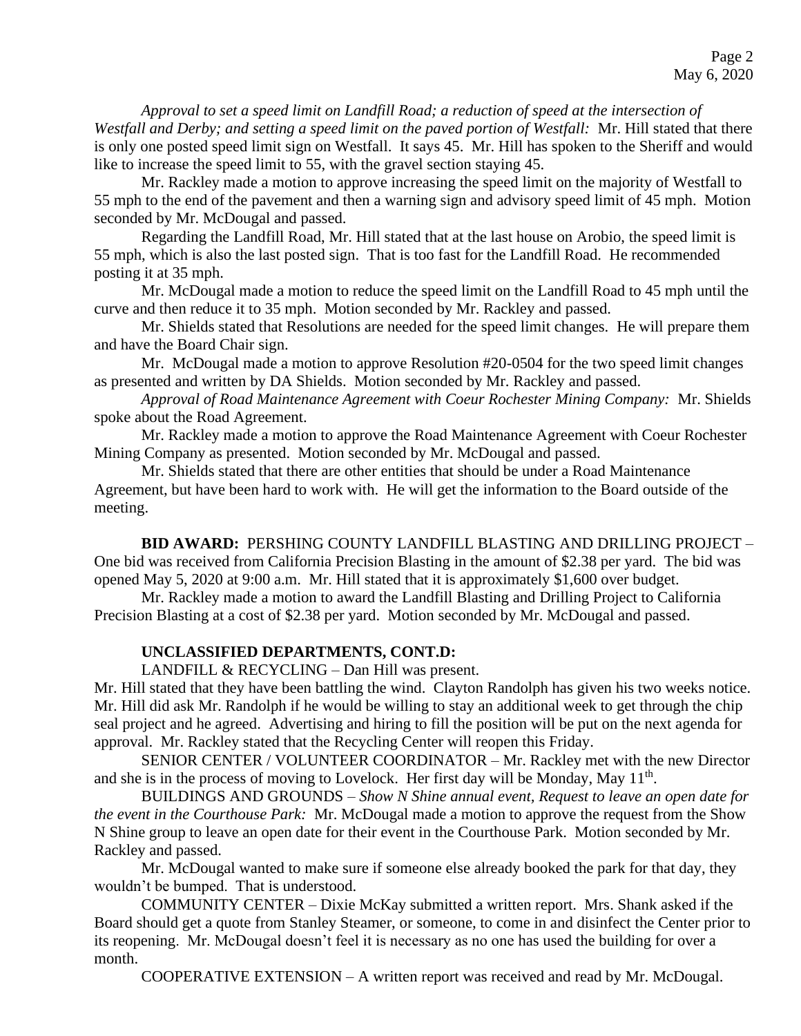*Approval to set a speed limit on Landfill Road; a reduction of speed at the intersection of Westfall and Derby; and setting a speed limit on the paved portion of Westfall:* Mr. Hill stated that there is only one posted speed limit sign on Westfall. It says 45. Mr. Hill has spoken to the Sheriff and would like to increase the speed limit to 55, with the gravel section staying 45.

Mr. Rackley made a motion to approve increasing the speed limit on the majority of Westfall to 55 mph to the end of the pavement and then a warning sign and advisory speed limit of 45 mph. Motion seconded by Mr. McDougal and passed.

Regarding the Landfill Road, Mr. Hill stated that at the last house on Arobio, the speed limit is 55 mph, which is also the last posted sign. That is too fast for the Landfill Road. He recommended posting it at 35 mph.

Mr. McDougal made a motion to reduce the speed limit on the Landfill Road to 45 mph until the curve and then reduce it to 35 mph. Motion seconded by Mr. Rackley and passed.

Mr. Shields stated that Resolutions are needed for the speed limit changes. He will prepare them and have the Board Chair sign.

Mr. McDougal made a motion to approve Resolution #20-0504 for the two speed limit changes as presented and written by DA Shields. Motion seconded by Mr. Rackley and passed.

*Approval of Road Maintenance Agreement with Coeur Rochester Mining Company:* Mr. Shields spoke about the Road Agreement.

Mr. Rackley made a motion to approve the Road Maintenance Agreement with Coeur Rochester Mining Company as presented. Motion seconded by Mr. McDougal and passed.

Mr. Shields stated that there are other entities that should be under a Road Maintenance Agreement, but have been hard to work with. He will get the information to the Board outside of the meeting.

**BID AWARD:** PERSHING COUNTY LANDFILL BLASTING AND DRILLING PROJECT – One bid was received from California Precision Blasting in the amount of $2.38 per yard. The bid was opened May 5, 2020 at 9:00 a.m. Mr. Hill stated that it is approximately $1,600 over budget.

Mr. Rackley made a motion to award the Landfill Blasting and Drilling Project to California Precision Blasting at a cost of $2.38 per yard. Motion seconded by Mr. McDougal and passed.

**UNCLASSIFIED DEPARTMENTS, CONT.D:**

LANDFILL & RECYCLING – Dan Hill was present.

Mr. Hill stated that they have been battling the wind. Clayton Randolph has given his two weeks notice. Mr. Hill did ask Mr. Randolph if he would be willing to stay an additional week to get through the chip seal project and he agreed. Advertising and hiring to fill the position will be put on the next agenda for approval. Mr. Rackley stated that the Recycling Center will reopen this Friday.

SENIOR CENTER / VOLUNTEER COORDINATOR – Mr. Rackley met with the new Director and she is in the process of moving to Lovelock. Her first day will be Monday, May 11th.

BUILDINGS AND GROUNDS – *Show N Shine annual event, Request to leave an open date for the event in the Courthouse Park:* Mr. McDougal made a motion to approve the request from the Show N Shine group to leave an open date for their event in the Courthouse Park. Motion seconded by Mr. Rackley and passed.

Mr. McDougal wanted to make sure if someone else already booked the park for that day, they wouldn't be bumped. That is understood.

COMMUNITY CENTER – Dixie McKay submitted a written report. Mrs. Shank asked if the Board should get a quote from Stanley Steamer, or someone, to come in and disinfect the Center prior to its reopening. Mr. McDougal doesn't feel it is necessary as no one has used the building for over a month.

COOPERATIVE EXTENSION – A written report was received and read by Mr. McDougal.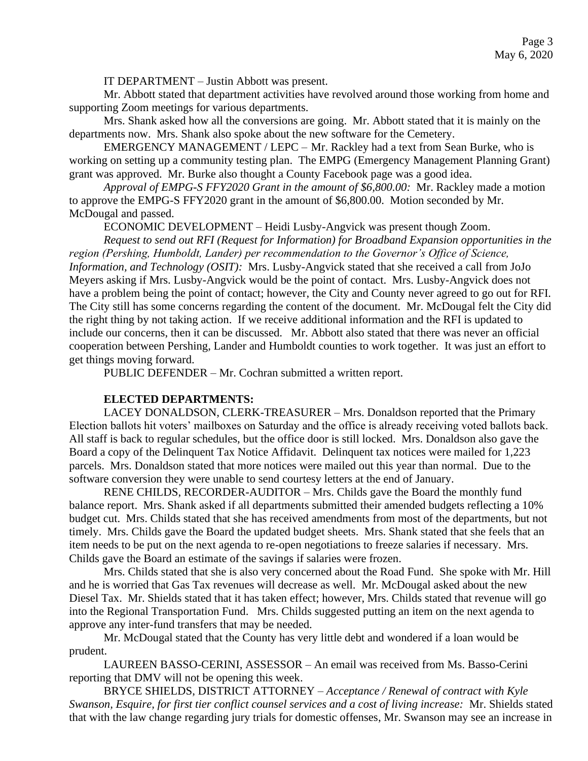IT DEPARTMENT – Justin Abbott was present.

Mr. Abbott stated that department activities have revolved around those working from home and supporting Zoom meetings for various departments.

Mrs. Shank asked how all the conversions are going. Mr. Abbott stated that it is mainly on the departments now. Mrs. Shank also spoke about the new software for the Cemetery.

EMERGENCY MANAGEMENT / LEPC – Mr. Rackley had a text from Sean Burke, who is working on setting up a community testing plan. The EMPG (Emergency Management Planning Grant) grant was approved. Mr. Burke also thought a County Facebook page was a good idea.

*Approval of EMPG-S FFY2020 Grant in the amount of $6,800.00:* Mr. Rackley made a motion to approve the EMPG-S FFY2020 grant in the amount of $6,800.00. Motion seconded by Mr. McDougal and passed.

ECONOMIC DEVELOPMENT – Heidi Lusby-Angvick was present though Zoom.

*Request to send out RFI (Request for Information) for Broadband Expansion opportunities in the region (Pershing, Humboldt, Lander) per recommendation to the Governor's Office of Science, Information, and Technology (OSIT):* Mrs. Lusby-Angvick stated that she received a call from JoJo Meyers asking if Mrs. Lusby-Angvick would be the point of contact. Mrs. Lusby-Angvick does not have a problem being the point of contact; however, the City and County never agreed to go out for RFI. The City still has some concerns regarding the content of the document. Mr. McDougal felt the City did the right thing by not taking action. If we receive additional information and the RFI is updated to include our concerns, then it can be discussed. Mr. Abbott also stated that there was never an official cooperation between Pershing, Lander and Humboldt counties to work together. It was just an effort to get things moving forward.

PUBLIC DEFENDER – Mr. Cochran submitted a written report.

**ELECTED DEPARTMENTS:**

LACEY DONALDSON, CLERK-TREASURER – Mrs. Donaldson reported that the Primary Election ballots hit voters' mailboxes on Saturday and the office is already receiving voted ballots back. All staff is back to regular schedules, but the office door is still locked. Mrs. Donaldson also gave the Board a copy of the Delinquent Tax Notice Affidavit. Delinquent tax notices were mailed for 1,223 parcels. Mrs. Donaldson stated that more notices were mailed out this year than normal. Due to the software conversion they were unable to send courtesy letters at the end of January.

RENE CHILDS, RECORDER-AUDITOR – Mrs. Childs gave the Board the monthly fund balance report. Mrs. Shank asked if all departments submitted their amended budgets reflecting a 10% budget cut. Mrs. Childs stated that she has received amendments from most of the departments, but not timely. Mrs. Childs gave the Board the updated budget sheets. Mrs. Shank stated that she feels that an item needs to be put on the next agenda to re-open negotiations to freeze salaries if necessary. Mrs. Childs gave the Board an estimate of the savings if salaries were frozen.

Mrs. Childs stated that she is also very concerned about the Road Fund. She spoke with Mr. Hill and he is worried that Gas Tax revenues will decrease as well. Mr. McDougal asked about the new Diesel Tax. Mr. Shields stated that it has taken effect; however, Mrs. Childs stated that revenue will go into the Regional Transportation Fund. Mrs. Childs suggested putting an item on the next agenda to approve any inter-fund transfers that may be needed.

Mr. McDougal stated that the County has very little debt and wondered if a loan would be prudent.

LAUREEN BASSO-CERINI, ASSESSOR – An email was received from Ms. Basso-Cerini reporting that DMV will not be opening this week.

BRYCE SHIELDS, DISTRICT ATTORNEY – *Acceptance / Renewal of contract with Kyle Swanson, Esquire, for first tier conflict counsel services and a cost of living increase:* Mr. Shields stated that with the law change regarding jury trials for domestic offenses, Mr. Swanson may see an increase in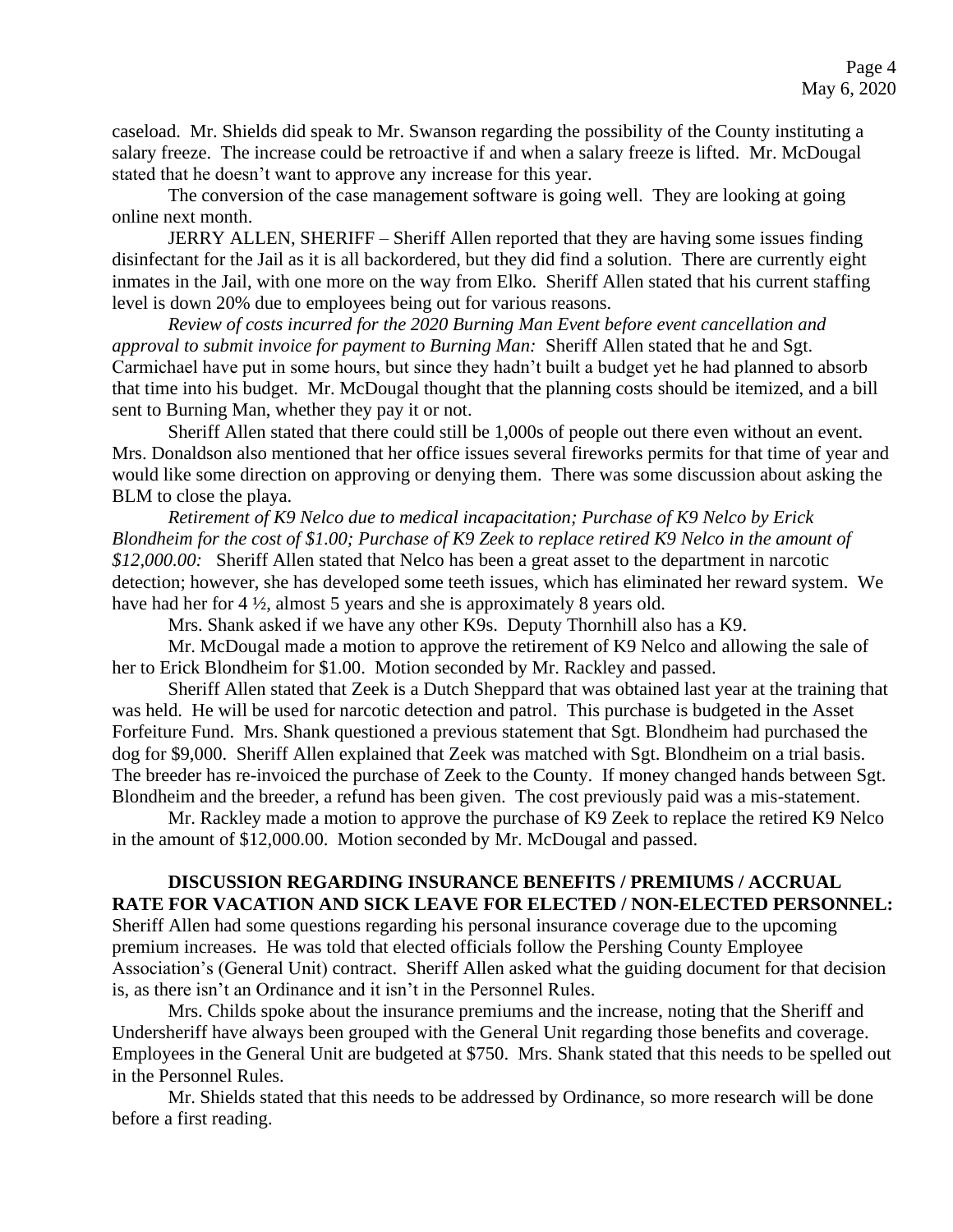caseload. Mr. Shields did speak to Mr. Swanson regarding the possibility of the County instituting a salary freeze. The increase could be retroactive if and when a salary freeze is lifted. Mr. McDougal stated that he doesn't want to approve any increase for this year.

The conversion of the case management software is going well. They are looking at going online next month.

JERRY ALLEN, SHERIFF – Sheriff Allen reported that they are having some issues finding disinfectant for the Jail as it is all backordered, but they did find a solution. There are currently eight inmates in the Jail, with one more on the way from Elko. Sheriff Allen stated that his current staffing level is down 20% due to employees being out for various reasons.

*Review of costs incurred for the 2020 Burning Man Event before event cancellation and approval to submit invoice for payment to Burning Man:* Sheriff Allen stated that he and Sgt. Carmichael have put in some hours, but since they hadn't built a budget yet he had planned to absorb that time into his budget. Mr. McDougal thought that the planning costs should be itemized, and a bill sent to Burning Man, whether they pay it or not.

Sheriff Allen stated that there could still be 1,000s of people out there even without an event. Mrs. Donaldson also mentioned that her office issues several fireworks permits for that time of year and would like some direction on approving or denying them. There was some discussion about asking the BLM to close the playa.

*Retirement of K9 Nelco due to medical incapacitation; Purchase of K9 Nelco by Erick Blondheim for the cost of $1.00; Purchase of K9 Zeek to replace retired K9 Nelco in the amount of $12,000.00:* Sheriff Allen stated that Nelco has been a great asset to the department in narcotic detection; however, she has developed some teeth issues, which has eliminated her reward system. We have had her for 4 ½, almost 5 years and she is approximately 8 years old.

Mrs. Shank asked if we have any other K9s. Deputy Thornhill also has a K9.

Mr. McDougal made a motion to approve the retirement of K9 Nelco and allowing the sale of her to Erick Blondheim for $1.00. Motion seconded by Mr. Rackley and passed.

Sheriff Allen stated that Zeek is a Dutch Sheppard that was obtained last year at the training that was held. He will be used for narcotic detection and patrol. This purchase is budgeted in the Asset Forfeiture Fund. Mrs. Shank questioned a previous statement that Sgt. Blondheim had purchased the dog for $9,000. Sheriff Allen explained that Zeek was matched with Sgt. Blondheim on a trial basis. The breeder has re-invoiced the purchase of Zeek to the County. If money changed hands between Sgt. Blondheim and the breeder, a refund has been given. The cost previously paid was a mis-statement.

Mr. Rackley made a motion to approve the purchase of K9 Zeek to replace the retired K9 Nelco in the amount of $12,000.00. Motion seconded by Mr. McDougal and passed.

**DISCUSSION REGARDING INSURANCE BENEFITS / PREMIUMS / ACCRUAL RATE FOR VACATION AND SICK LEAVE FOR ELECTED / NON-ELECTED PERSONNEL:** Sheriff Allen had some questions regarding his personal insurance coverage due to the upcoming premium increases. He was told that elected officials follow the Pershing County Employee Association's (General Unit) contract. Sheriff Allen asked what the guiding document for that decision is, as there isn't an Ordinance and it isn't in the Personnel Rules.

Mrs. Childs spoke about the insurance premiums and the increase, noting that the Sheriff and Undersheriff have always been grouped with the General Unit regarding those benefits and coverage. Employees in the General Unit are budgeted at $750. Mrs. Shank stated that this needs to be spelled out in the Personnel Rules.

Mr. Shields stated that this needs to be addressed by Ordinance, so more research will be done before a first reading.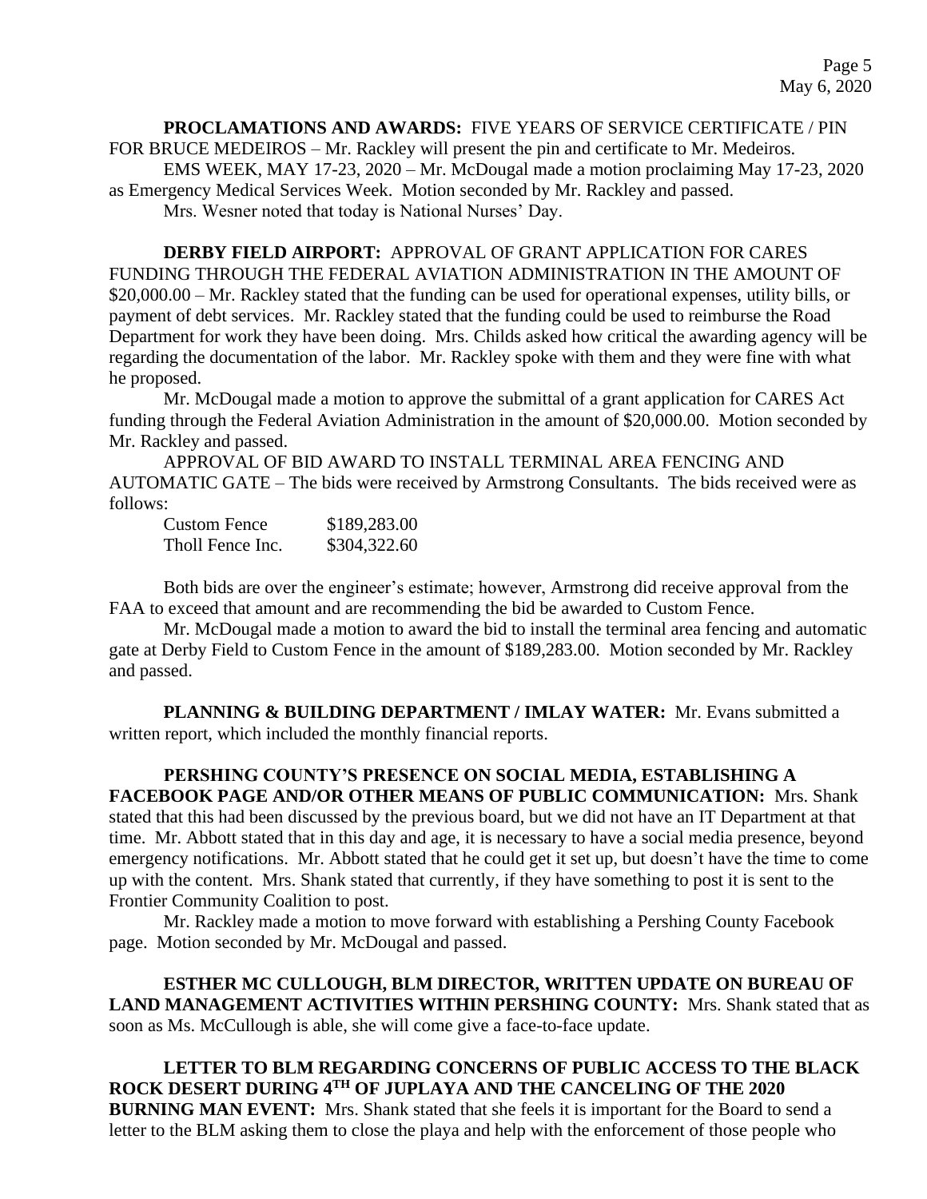**PROCLAMATIONS AND AWARDS:** FIVE YEARS OF SERVICE CERTIFICATE / PIN FOR BRUCE MEDEIROS – Mr. Rackley will present the pin and certificate to Mr. Medeiros.

EMS WEEK, MAY 17-23, 2020 – Mr. McDougal made a motion proclaiming May 17-23, 2020 as Emergency Medical Services Week. Motion seconded by Mr. Rackley and passed.

Mrs. Wesner noted that today is National Nurses' Day.

**DERBY FIELD AIRPORT:** APPROVAL OF GRANT APPLICATION FOR CARES FUNDING THROUGH THE FEDERAL AVIATION ADMINISTRATION IN THE AMOUNT OF $20,000.00 – Mr. Rackley stated that the funding can be used for operational expenses, utility bills, or payment of debt services. Mr. Rackley stated that the funding could be used to reimburse the Road Department for work they have been doing. Mrs. Childs asked how critical the awarding agency will be regarding the documentation of the labor. Mr. Rackley spoke with them and they were fine with what he proposed.

Mr. McDougal made a motion to approve the submittal of a grant application for CARES Act funding through the Federal Aviation Administration in the amount of $20,000.00. Motion seconded by Mr. Rackley and passed.

APPROVAL OF BID AWARD TO INSTALL TERMINAL AREA FENCING AND AUTOMATIC GATE – The bids were received by Armstrong Consultants. The bids received were as follows:

| | |
|---|---|
| Custom Fence | $189,283.00 |
| Tholl Fence Inc. | $304,322.60 |

Both bids are over the engineer's estimate; however, Armstrong did receive approval from the FAA to exceed that amount and are recommending the bid be awarded to Custom Fence.

Mr. McDougal made a motion to award the bid to install the terminal area fencing and automatic gate at Derby Field to Custom Fence in the amount of $189,283.00. Motion seconded by Mr. Rackley and passed.

**PLANNING & BUILDING DEPARTMENT / IMLAY WATER:** Mr. Evans submitted a written report, which included the monthly financial reports.

**PERSHING COUNTY'S PRESENCE ON SOCIAL MEDIA, ESTABLISHING A FACEBOOK PAGE AND/OR OTHER MEANS OF PUBLIC COMMUNICATION:** Mrs. Shank stated that this had been discussed by the previous board, but we did not have an IT Department at that time. Mr. Abbott stated that in this day and age, it is necessary to have a social media presence, beyond emergency notifications. Mr. Abbott stated that he could get it set up, but doesn't have the time to come up with the content. Mrs. Shank stated that currently, if they have something to post it is sent to the Frontier Community Coalition to post.

Mr. Rackley made a motion to move forward with establishing a Pershing County Facebook page. Motion seconded by Mr. McDougal and passed.

**ESTHER MC CULLOUGH, BLM DIRECTOR, WRITTEN UPDATE ON BUREAU OF LAND MANAGEMENT ACTIVITIES WITHIN PERSHING COUNTY:** Mrs. Shank stated that as soon as Ms. McCullough is able, she will come give a face-to-face update.

**LETTER TO BLM REGARDING CONCERNS OF PUBLIC ACCESS TO THE BLACK ROCK DESERT DURING 4TH OF JUPLAYA AND THE CANCELING OF THE 2020 BURNING MAN EVENT:** Mrs. Shank stated that she feels it is important for the Board to send a letter to the BLM asking them to close the playa and help with the enforcement of those people who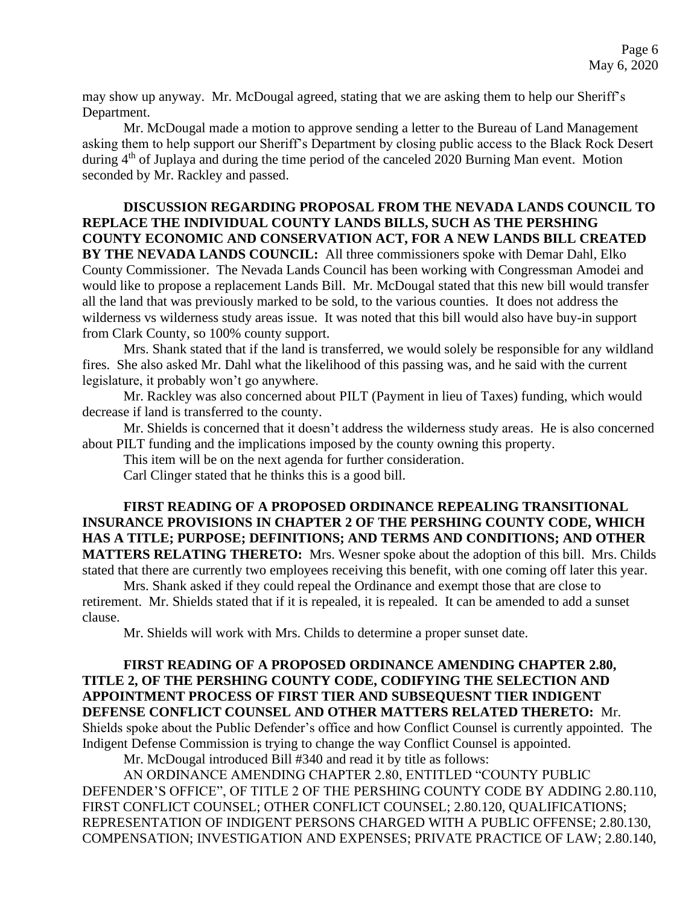may show up anyway. Mr. McDougal agreed, stating that we are asking them to help our Sheriff's Department.

Mr. McDougal made a motion to approve sending a letter to the Bureau of Land Management asking them to help support our Sheriff's Department by closing public access to the Black Rock Desert during 4th of Juplaya and during the time period of the canceled 2020 Burning Man event. Motion seconded by Mr. Rackley and passed.

**DISCUSSION REGARDING PROPOSAL FROM THE NEVADA LANDS COUNCIL TO REPLACE THE INDIVIDUAL COUNTY LANDS BILLS, SUCH AS THE PERSHING COUNTY ECONOMIC AND CONSERVATION ACT, FOR A NEW LANDS BILL CREATED BY THE NEVADA LANDS COUNCIL:** All three commissioners spoke with Demar Dahl, Elko County Commissioner. The Nevada Lands Council has been working with Congressman Amodei and would like to propose a replacement Lands Bill. Mr. McDougal stated that this new bill would transfer all the land that was previously marked to be sold, to the various counties. It does not address the wilderness vs wilderness study areas issue. It was noted that this bill would also have buy-in support from Clark County, so 100% county support.

Mrs. Shank stated that if the land is transferred, we would solely be responsible for any wildland fires. She also asked Mr. Dahl what the likelihood of this passing was, and he said with the current legislature, it probably won't go anywhere.

Mr. Rackley was also concerned about PILT (Payment in lieu of Taxes) funding, which would decrease if land is transferred to the county.

Mr. Shields is concerned that it doesn't address the wilderness study areas. He is also concerned about PILT funding and the implications imposed by the county owning this property.

This item will be on the next agenda for further consideration.

Carl Clinger stated that he thinks this is a good bill.

**FIRST READING OF A PROPOSED ORDINANCE REPEALING TRANSITIONAL INSURANCE PROVISIONS IN CHAPTER 2 OF THE PERSHING COUNTY CODE, WHICH HAS A TITLE; PURPOSE; DEFINITIONS; AND TERMS AND CONDITIONS; AND OTHER MATTERS RELATING THERETO:** Mrs. Wesner spoke about the adoption of this bill. Mrs. Childs stated that there are currently two employees receiving this benefit, with one coming off later this year.

Mrs. Shank asked if they could repeal the Ordinance and exempt those that are close to retirement. Mr. Shields stated that if it is repealed, it is repealed. It can be amended to add a sunset clause.

Mr. Shields will work with Mrs. Childs to determine a proper sunset date.

**FIRST READING OF A PROPOSED ORDINANCE AMENDING CHAPTER 2.80, TITLE 2, OF THE PERSHING COUNTY CODE, CODIFYING THE SELECTION AND APPOINTMENT PROCESS OF FIRST TIER AND SUBSEQUESNT TIER INDIGENT DEFENSE CONFLICT COUNSEL AND OTHER MATTERS RELATED THERETO:** Mr. Shields spoke about the Public Defender's office and how Conflict Counsel is currently appointed. The Indigent Defense Commission is trying to change the way Conflict Counsel is appointed.

Mr. McDougal introduced Bill #340 and read it by title as follows:

AN ORDINANCE AMENDING CHAPTER 2.80, ENTITLED "COUNTY PUBLIC DEFENDER'S OFFICE", OF TITLE 2 OF THE PERSHING COUNTY CODE BY ADDING 2.80.110, FIRST CONFLICT COUNSEL; OTHER CONFLICT COUNSEL; 2.80.120, QUALIFICATIONS; REPRESENTATION OF INDIGENT PERSONS CHARGED WITH A PUBLIC OFFENSE; 2.80.130, COMPENSATION; INVESTIGATION AND EXPENSES; PRIVATE PRACTICE OF LAW; 2.80.140,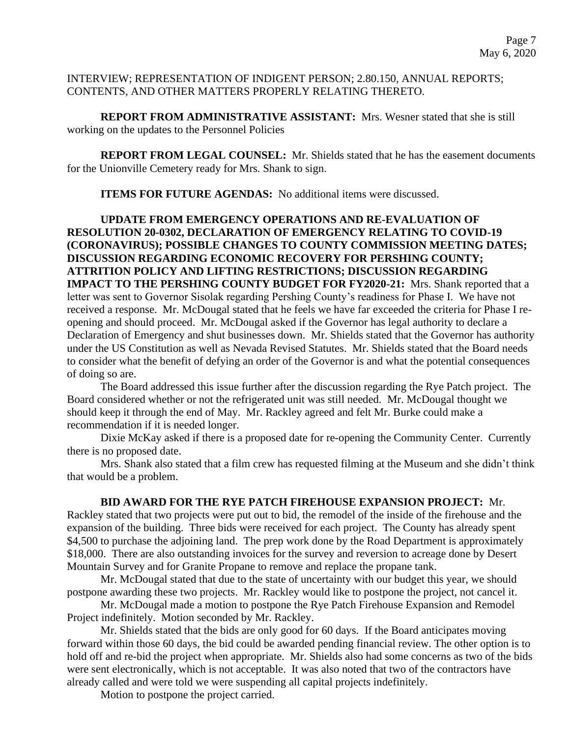INTERVIEW; REPRESENTATION OF INDIGENT PERSON; 2.80.150, ANNUAL REPORTS; CONTENTS, AND OTHER MATTERS PROPERLY RELATING THERETO.

**REPORT FROM ADMINISTRATIVE ASSISTANT:** Mrs. Wesner stated that she is still working on the updates to the Personnel Policies

**REPORT FROM LEGAL COUNSEL:** Mr. Shields stated that he has the easement documents for the Unionville Cemetery ready for Mrs. Shank to sign.

**ITEMS FOR FUTURE AGENDAS:** No additional items were discussed.

**UPDATE FROM EMERGENCY OPERATIONS AND RE-EVALUATION OF RESOLUTION 20-0302, DECLARATION OF EMERGENCY RELATING TO COVID-19 (CORONAVIRUS); POSSIBLE CHANGES TO COUNTY COMMISSION MEETING DATES; DISCUSSION REGARDING ECONOMIC RECOVERY FOR PERSHING COUNTY; ATTRITION POLICY AND LIFTING RESTRICTIONS; DISCUSSION REGARDING IMPACT TO THE PERSHING COUNTY BUDGET FOR FY2020-21:** Mrs. Shank reported that a letter was sent to Governor Sisolak regarding Pershing County's readiness for Phase I. We have not received a response. Mr. McDougal stated that he feels we have far exceeded the criteria for Phase I re-opening and should proceed. Mr. McDougal asked if the Governor has legal authority to declare a Declaration of Emergency and shut businesses down. Mr. Shields stated that the Governor has authority under the US Constitution as well as Nevada Revised Statutes. Mr. Shields stated that the Board needs to consider what the benefit of defying an order of the Governor is and what the potential consequences of doing so are.

The Board addressed this issue further after the discussion regarding the Rye Patch project. The Board considered whether or not the refrigerated unit was still needed. Mr. McDougal thought we should keep it through the end of May. Mr. Rackley agreed and felt Mr. Burke could make a recommendation if it is needed longer.

Dixie McKay asked if there is a proposed date for re-opening the Community Center. Currently there is no proposed date.

Mrs. Shank also stated that a film crew has requested filming at the Museum and she didn't think that would be a problem.

**BID AWARD FOR THE RYE PATCH FIREHOUSE EXPANSION PROJECT:** Mr. Rackley stated that two projects were put out to bid, the remodel of the inside of the firehouse and the expansion of the building. Three bids were received for each project. The County has already spent $4,500 to purchase the adjoining land. The prep work done by the Road Department is approximately $18,000. There are also outstanding invoices for the survey and reversion to acreage done by Desert Mountain Survey and for Granite Propane to remove and replace the propane tank.

Mr. McDougal stated that due to the state of uncertainty with our budget this year, we should postpone awarding these two projects. Mr. Rackley would like to postpone the project, not cancel it.

Mr. McDougal made a motion to postpone the Rye Patch Firehouse Expansion and Remodel Project indefinitely. Motion seconded by Mr. Rackley.

Mr. Shields stated that the bids are only good for 60 days. If the Board anticipates moving forward within those 60 days, the bid could be awarded pending financial review. The other option is to hold off and re-bid the project when appropriate. Mr. Shields also had some concerns as two of the bids were sent electronically, which is not acceptable. It was also noted that two of the contractors have already called and were told we were suspending all capital projects indefinitely.

Motion to postpone the project carried.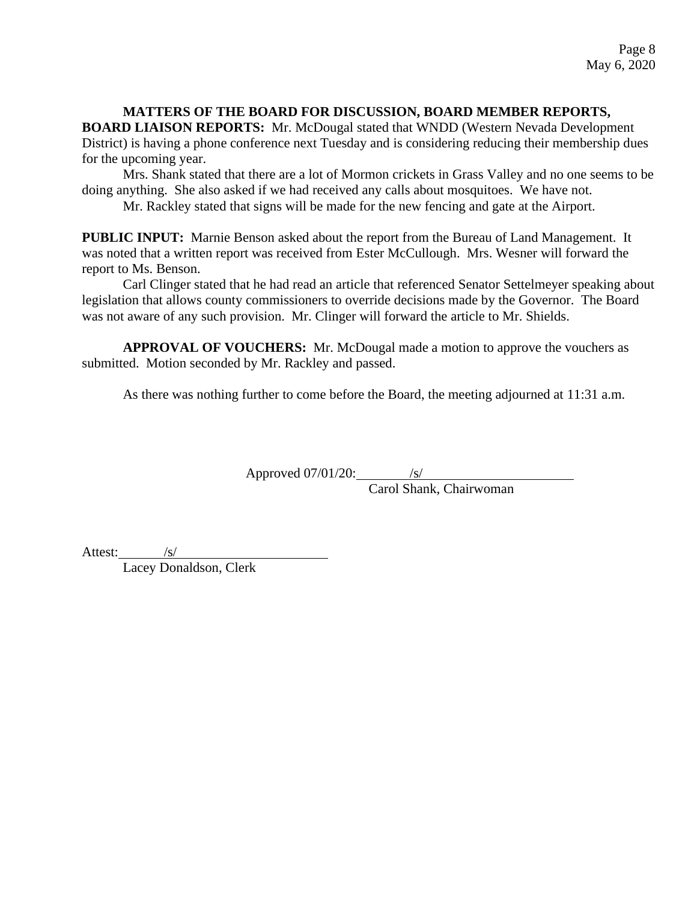**MATTERS OF THE BOARD FOR DISCUSSION, BOARD MEMBER REPORTS, BOARD LIAISON REPORTS:** Mr. McDougal stated that WNDD (Western Nevada Development District) is having a phone conference next Tuesday and is considering reducing their membership dues for the upcoming year.

Mrs. Shank stated that there are a lot of Mormon crickets in Grass Valley and no one seems to be doing anything. She also asked if we had received any calls about mosquitoes. We have not.

Mr. Rackley stated that signs will be made for the new fencing and gate at the Airport.

**PUBLIC INPUT:** Marnie Benson asked about the report from the Bureau of Land Management. It was noted that a written report was received from Ester McCullough. Mrs. Wesner will forward the report to Ms. Benson.

Carl Clinger stated that he had read an article that referenced Senator Settelmeyer speaking about legislation that allows county commissioners to override decisions made by the Governor. The Board was not aware of any such provision. Mr. Clinger will forward the article to Mr. Shields.

**APPROVAL OF VOUCHERS:** Mr. McDougal made a motion to approve the vouchers as submitted. Motion seconded by Mr. Rackley and passed.

As there was nothing further to come before the Board, the meeting adjourned at 11:31 a.m.

Approved 07/01/20: /s/
Carol Shank, Chairwoman

Attest: /s/
Lacey Donaldson, Clerk